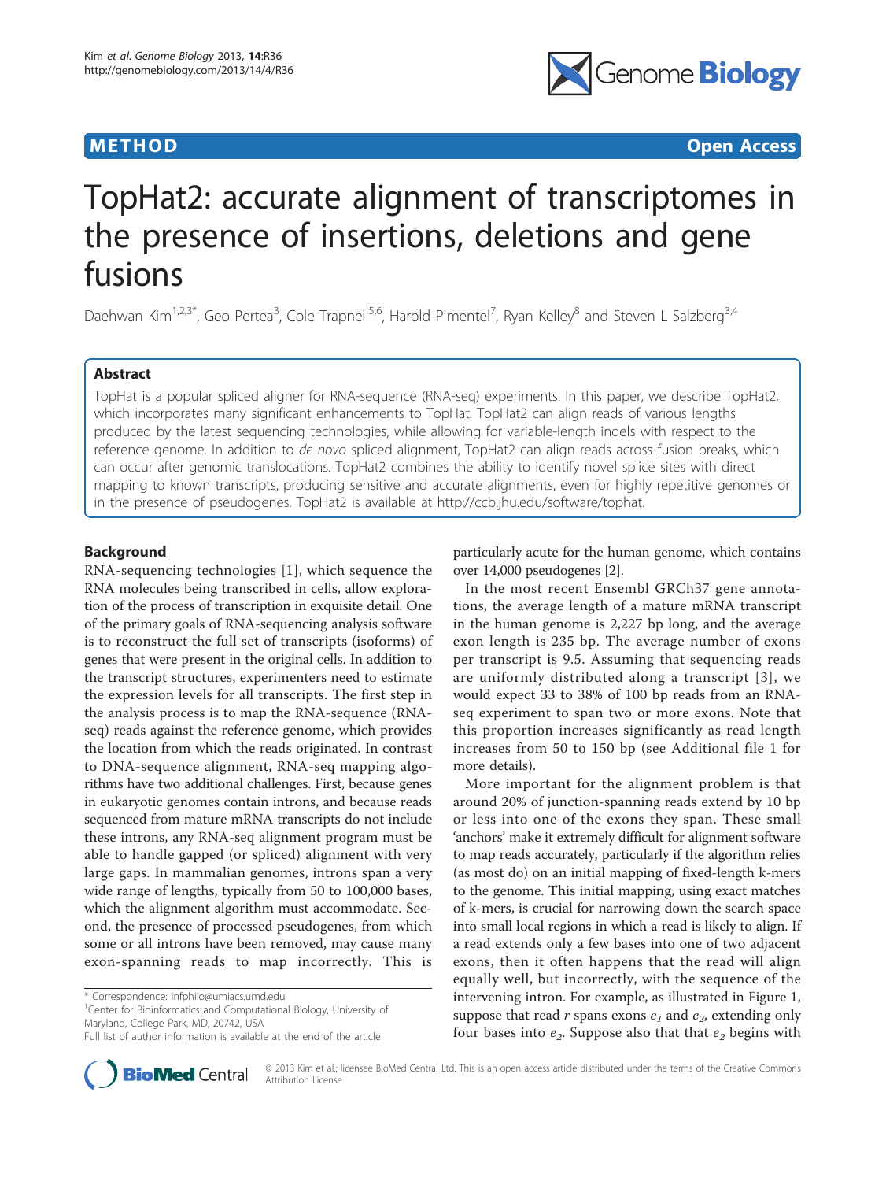**METHOD** **Open Access**

# TopHat2: accurate alignment of transcriptomes in the presence of insertions, deletions and gene fusions

Daehwan Kim[1,2,3*], Geo Pertea[3], Cole Trapnell[5,6], Harold Pimentel[7], Ryan Kelley[8] and Steven L Salzberg[3,4]

## Abstract

TopHat is a popular spliced aligner for RNA-sequence (RNA-seq) experiments. In this paper, we describe TopHat2, which incorporates many significant enhancements to TopHat. TopHat2 can align reads of various lengths produced by the latest sequencing technologies, while allowing for variable-length indels with respect to the reference genome. In addition to *de novo* spliced alignment, TopHat2 can align reads across fusion breaks, which can occur after genomic translocations. TopHat2 combines the ability to identify novel splice sites with direct mapping to known transcripts, producing sensitive and accurate alignments, even for highly repetitive genomes or in the presence of pseudogenes. TopHat2 is available at http://ccb.jhu.edu/software/tophat.

## Background

RNA-sequencing technologies [1], which sequence the RNA molecules being transcribed in cells, allow exploration of the process of transcription in exquisite detail. One of the primary goals of RNA-sequencing analysis software is to reconstruct the full set of transcripts (isoforms) of genes that were present in the original cells. In addition to the transcript structures, experimenters need to estimate the expression levels for all transcripts. The first step in the analysis process is to map the RNA-sequence (RNA-seq) reads against the reference genome, which provides the location from which the reads originated. In contrast to DNA-sequence alignment, RNA-seq mapping algorithms have two additional challenges. First, because genes in eukaryotic genomes contain introns, and because reads sequenced from mature mRNA transcripts do not include these introns, any RNA-seq alignment program must be able to handle gapped (or spliced) alignment with very large gaps. In mammalian genomes, introns span a very wide range of lengths, typically from 50 to 100,000 bases, which the alignment algorithm must accommodate. Second, the presence of processed pseudogenes, from which some or all introns have been removed, may cause many exon-spanning reads to map incorrectly. This is particularly acute for the human genome, which contains over 14,000 pseudogenes [2].

In the most recent Ensembl GRCh37 gene annotations, the average length of a mature mRNA transcript in the human genome is 2,227 bp long, and the average exon length is 235 bp. The average number of exons per transcript is 9.5. Assuming that sequencing reads are uniformly distributed along a transcript [3], we would expect 33 to 38% of 100 bp reads from an RNA-seq experiment to span two or more exons. Note that this proportion increases significantly as read length increases from 50 to 150 bp (see Additional file 1 for more details).

More important for the alignment problem is that around 20% of junction-spanning reads extend by 10 bp or less into one of the exons they span. These small 'anchors' make it extremely difficult for alignment software to map reads accurately, particularly if the algorithm relies (as most do) on an initial mapping of fixed-length k-mers to the genome. This initial mapping, using exact matches of k-mers, is crucial for narrowing down the search space into small local regions in which a read is likely to align. If a read extends only a few bases into one of two adjacent exons, then it often happens that the read will align equally well, but incorrectly, with the sequence of the intervening intron. For example, as illustrated in Figure 1, suppose that read $r$ spans exons $e_1$ and $e_2$, extending only four bases into $e_2$. Suppose also that that $e_2$ begins with

\* Correspondence: infphilo@umiacs.umd.edu
[1]Center for Bioinformatics and Computational Biology, University of Maryland, College Park, MD, 20742, USA
Full list of author information is available at the end of the article

© 2013 Kim et al.; licensee BioMed Central Ltd. This is an open access article distributed under the terms of the Creative Commons Attribution License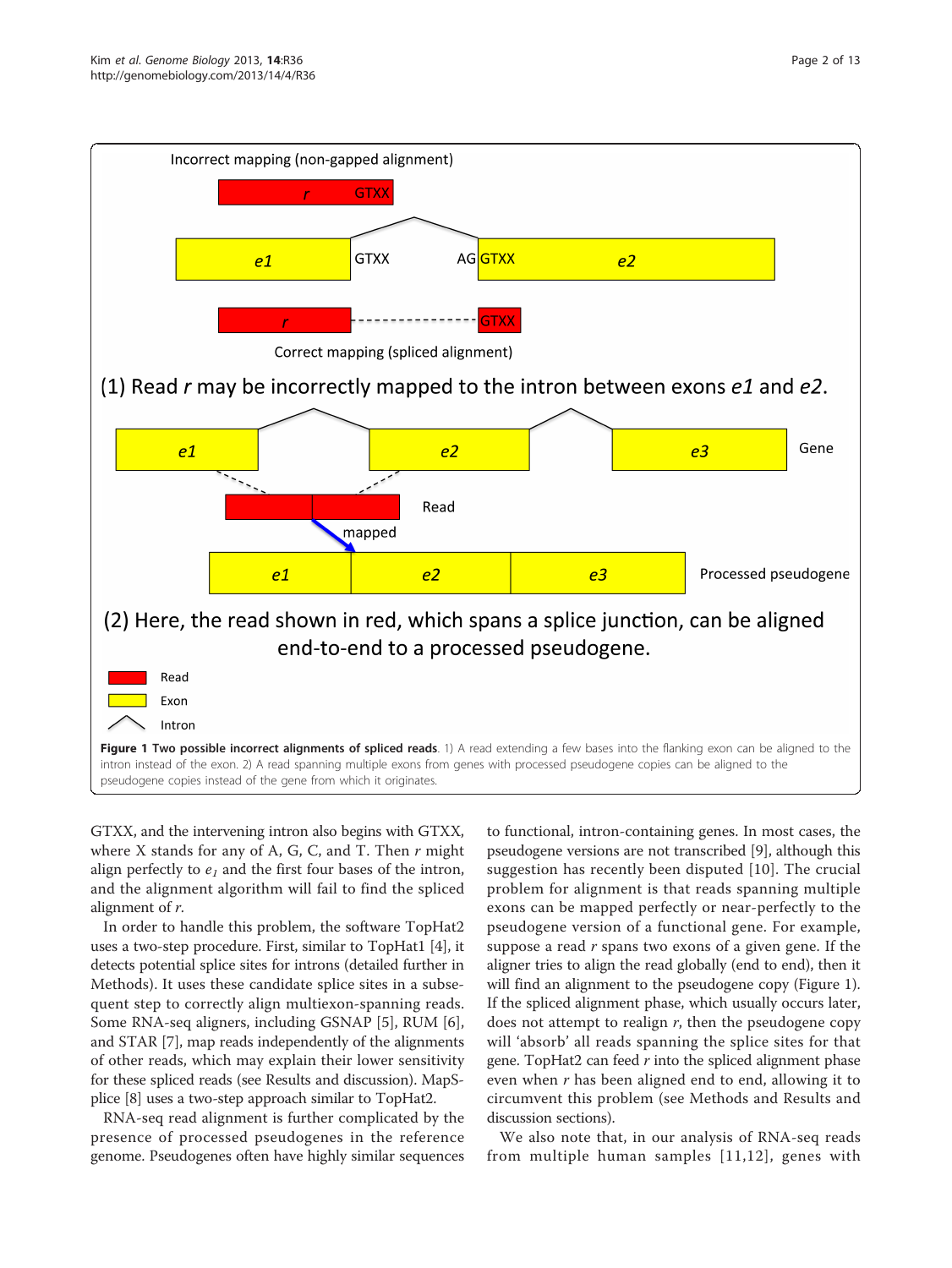**Figure 1 Two possible incorrect alignments of spliced reads**. 1) A read extending a few bases into the flanking exon can be aligned to the intron instead of the exon. 2) A read spanning multiple exons from genes with processed pseudogene copies can be aligned to the pseudogene copies instead of the gene from which it originates.

GTXX, and the intervening intron also begins with GTXX, where X stands for any of A, G, C, and T. Then *r* might align perfectly to $e_1$ and the first four bases of the intron, and the alignment algorithm will fail to find the spliced alignment of *r*.

In order to handle this problem, the software TopHat2 uses a two-step procedure. First, similar to TopHat1 [4], it detects potential splice sites for introns (detailed further in Methods). It uses these candidate splice sites in a subsequent step to correctly align multiexon-spanning reads. Some RNA-seq aligners, including GSNAP [5], RUM [6], and STAR [7], map reads independently of the alignments of other reads, which may explain their lower sensitivity for these spliced reads (see Results and discussion). MapSplice [8] uses a two-step approach similar to TopHat2.

RNA-seq read alignment is further complicated by the presence of processed pseudogenes in the reference genome. Pseudogenes often have highly similar sequences to functional, intron-containing genes. In most cases, the pseudogene versions are not transcribed [9], although this suggestion has recently been disputed [10]. The crucial problem for alignment is that reads spanning multiple exons can be mapped perfectly or near-perfectly to the pseudogene version of a functional gene. For example, suppose a read *r* spans two exons of a given gene. If the aligner tries to align the read globally (end to end), then it will find an alignment to the pseudogene copy (Figure 1). If the spliced alignment phase, which usually occurs later, does not attempt to realign *r*, then the pseudogene copy will 'absorb' all reads spanning the splice sites for that gene. TopHat2 can feed *r* into the spliced alignment phase even when *r* has been aligned end to end, allowing it to circumvent this problem (see Methods and Results and discussion sections).

We also note that, in our analysis of RNA-seq reads from multiple human samples [11,12], genes with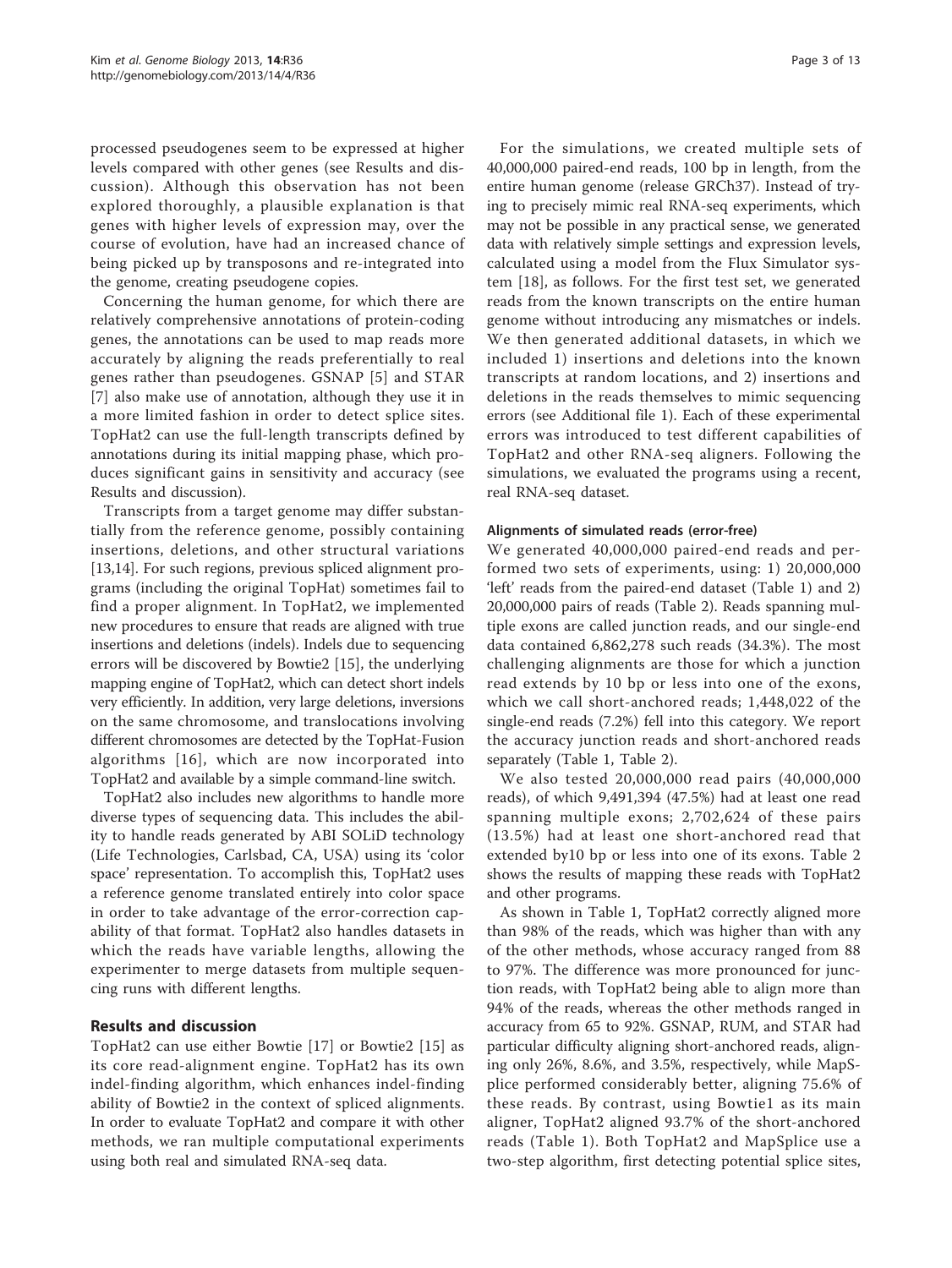processed pseudogenes seem to be expressed at higher levels compared with other genes (see Results and discussion). Although this observation has not been explored thoroughly, a plausible explanation is that genes with higher levels of expression may, over the course of evolution, have had an increased chance of being picked up by transposons and re-integrated into the genome, creating pseudogene copies.

Concerning the human genome, for which there are relatively comprehensive annotations of protein-coding genes, the annotations can be used to map reads more accurately by aligning the reads preferentially to real genes rather than pseudogenes. GSNAP [5] and STAR [7] also make use of annotation, although they use it in a more limited fashion in order to detect splice sites. TopHat2 can use the full-length transcripts defined by annotations during its initial mapping phase, which produces significant gains in sensitivity and accuracy (see Results and discussion).

Transcripts from a target genome may differ substantially from the reference genome, possibly containing insertions, deletions, and other structural variations [13,14]. For such regions, previous spliced alignment programs (including the original TopHat) sometimes fail to find a proper alignment. In TopHat2, we implemented new procedures to ensure that reads are aligned with true insertions and deletions (indels). Indels due to sequencing errors will be discovered by Bowtie2 [15], the underlying mapping engine of TopHat2, which can detect short indels very efficiently. In addition, very large deletions, inversions on the same chromosome, and translocations involving different chromosomes are detected by the TopHat-Fusion algorithms [16], which are now incorporated into TopHat2 and available by a simple command-line switch.

TopHat2 also includes new algorithms to handle more diverse types of sequencing data. This includes the ability to handle reads generated by ABI SOLiD technology (Life Technologies, Carlsbad, CA, USA) using its 'color space' representation. To accomplish this, TopHat2 uses a reference genome translated entirely into color space in order to take advantage of the error-correction capability of that format. TopHat2 also handles datasets in which the reads have variable lengths, allowing the experimenter to merge datasets from multiple sequencing runs with different lengths.

## Results and discussion

TopHat2 can use either Bowtie [17] or Bowtie2 [15] as its core read-alignment engine. TopHat2 has its own indel-finding algorithm, which enhances indel-finding ability of Bowtie2 in the context of spliced alignments. In order to evaluate TopHat2 and compare it with other methods, we ran multiple computational experiments using both real and simulated RNA-seq data.

For the simulations, we created multiple sets of 40,000,000 paired-end reads, 100 bp in length, from the entire human genome (release GRCh37). Instead of trying to precisely mimic real RNA-seq experiments, which may not be possible in any practical sense, we generated data with relatively simple settings and expression levels, calculated using a model from the Flux Simulator system [18], as follows. For the first test set, we generated reads from the known transcripts on the entire human genome without introducing any mismatches or indels. We then generated additional datasets, in which we included 1) insertions and deletions into the known transcripts at random locations, and 2) insertions and deletions in the reads themselves to mimic sequencing errors (see Additional file 1). Each of these experimental errors was introduced to test different capabilities of TopHat2 and other RNA-seq aligners. Following the simulations, we evaluated the programs using a recent, real RNA-seq dataset.

### Alignments of simulated reads (error-free)

We generated 40,000,000 paired-end reads and performed two sets of experiments, using: 1) 20,000,000 'left' reads from the paired-end dataset (Table 1) and 2) 20,000,000 pairs of reads (Table 2). Reads spanning multiple exons are called junction reads, and our single-end data contained 6,862,278 such reads (34.3%). The most challenging alignments are those for which a junction read extends by 10 bp or less into one of the exons, which we call short-anchored reads; 1,448,022 of the single-end reads (7.2%) fell into this category. We report the accuracy junction reads and short-anchored reads separately (Table 1, Table 2).

We also tested 20,000,000 read pairs (40,000,000 reads), of which 9,491,394 (47.5%) had at least one read spanning multiple exons; 2,702,624 of these pairs (13.5%) had at least one short-anchored read that extended by10 bp or less into one of its exons. Table 2 shows the results of mapping these reads with TopHat2 and other programs.

As shown in Table 1, TopHat2 correctly aligned more than 98% of the reads, which was higher than with any of the other methods, whose accuracy ranged from 88 to 97%. The difference was more pronounced for junction reads, with TopHat2 being able to align more than 94% of the reads, whereas the other methods ranged in accuracy from 65 to 92%. GSNAP, RUM, and STAR had particular difficulty aligning short-anchored reads, aligning only 26%, 8.6%, and 3.5%, respectively, while MapSplice performed considerably better, aligning 75.6% of these reads. By contrast, using Bowtie1 as its main aligner, TopHat2 aligned 93.7% of the short-anchored reads (Table 1). Both TopHat2 and MapSplice use a two-step algorithm, first detecting potential splice sites,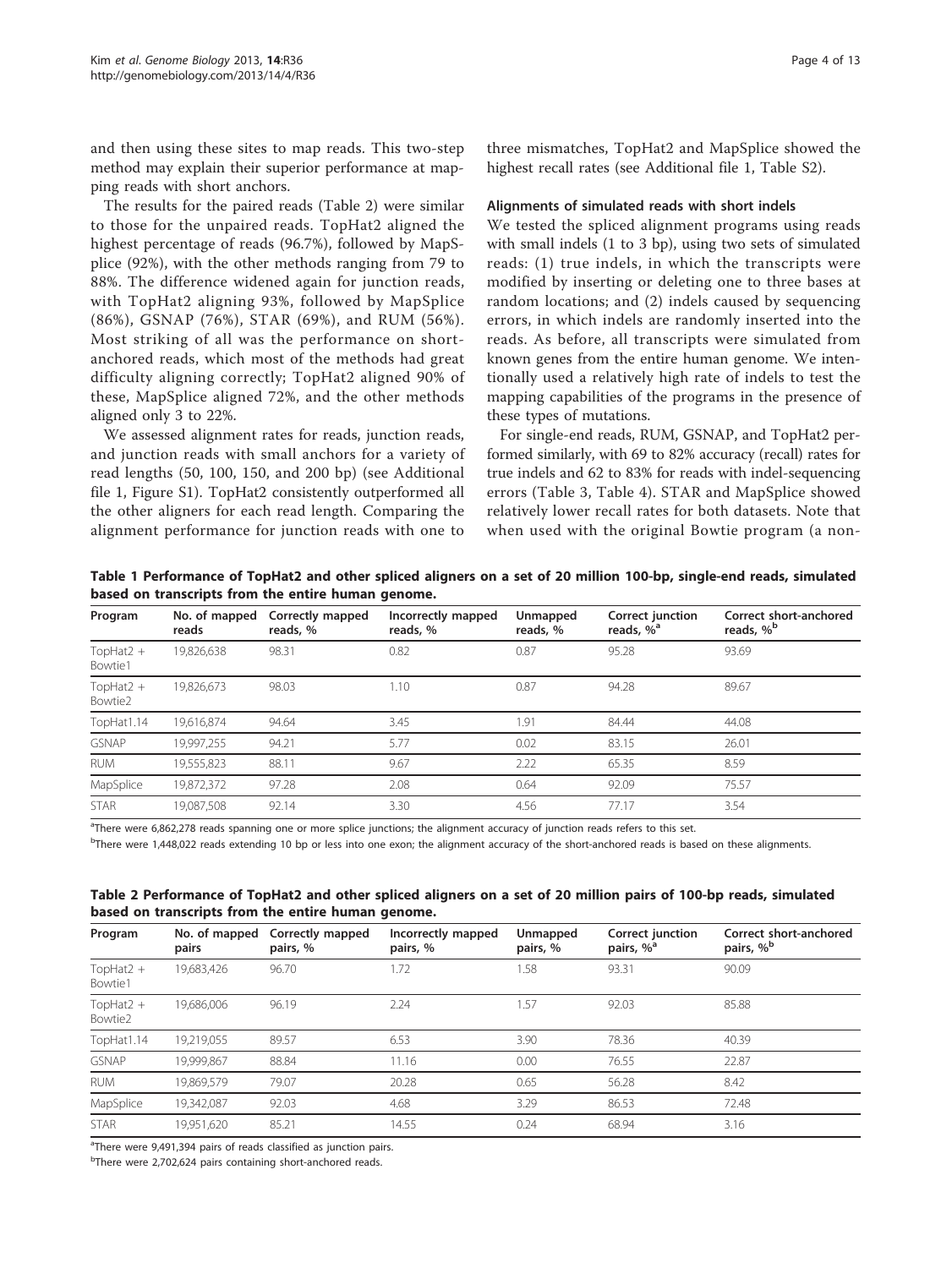and then using these sites to map reads. This two-step method may explain their superior performance at mapping reads with short anchors.

The results for the paired reads (Table 2) were similar to those for the unpaired reads. TopHat2 aligned the highest percentage of reads (96.7%), followed by MapSplice (92%), with the other methods ranging from 79 to 88%. The difference widened again for junction reads, with TopHat2 aligning 93%, followed by MapSplice (86%), GSNAP (76%), STAR (69%), and RUM (56%). Most striking of all was the performance on short-anchored reads, which most of the methods had great difficulty aligning correctly; TopHat2 aligned 90% of these, MapSplice aligned 72%, and the other methods aligned only 3 to 22%.

We assessed alignment rates for reads, junction reads, and junction reads with small anchors for a variety of read lengths (50, 100, 150, and 200 bp) (see Additional file 1, Figure S1). TopHat2 consistently outperformed all the other aligners for each read length. Comparing the alignment performance for junction reads with one to three mismatches, TopHat2 and MapSplice showed the highest recall rates (see Additional file 1, Table S2).

### Alignments of simulated reads with short indels

We tested the spliced alignment programs using reads with small indels (1 to 3 bp), using two sets of simulated reads: (1) true indels, in which the transcripts were modified by inserting or deleting one to three bases at random locations; and (2) indels caused by sequencing errors, in which indels are randomly inserted into the reads. As before, all transcripts were simulated from known genes from the entire human genome. We intentionally used a relatively high rate of indels to test the mapping capabilities of the programs in the presence of these types of mutations.

For single-end reads, RUM, GSNAP, and TopHat2 performed similarly, with 69 to 82% accuracy (recall) rates for true indels and 62 to 83% for reads with indel-sequencing errors (Table 3, Table 4). STAR and MapSplice showed relatively lower recall rates for both datasets. Note that when used with the original Bowtie program (a non-

**Table 1 Performance of TopHat2 and other spliced aligners on a set of 20 million 100-bp, single-end reads, simulated based on transcripts from the entire human genome.**

| Program | No. of mapped reads | Correctly mapped reads, % | Incorrectly mapped reads, % | Unmapped reads, % | Correct junction reads, %[a] | Correct short-anchored reads, %[b] |
|---|---|---|---|---|---|---|
| TopHat2 + Bowtie1 | 19,826,638 | 98.31 | 0.82 | 0.87 | 95.28 | 93.69 |
| TopHat2 + Bowtie2 | 19,826,673 | 98.03 | 1.10 | 0.87 | 94.28 | 89.67 |
| TopHat1.14 | 19,616,874 | 94.64 | 3.45 | 1.91 | 84.44 | 44.08 |
| GSNAP | 19,997,255 | 94.21 | 5.77 | 0.02 | 83.15 | 26.01 |
| RUM | 19,555,823 | 88.11 | 9.67 | 2.22 | 65.35 | 8.59 |
| MapSplice | 19,872,372 | 97.28 | 2.08 | 0.64 | 92.09 | 75.57 |
| STAR | 19,087,508 | 92.14 | 3.30 | 4.56 | 77.17 | 3.54 |

[a]There were 6,862,278 reads spanning one or more splice junctions; the alignment accuracy of junction reads refers to this set.

[b]There were 1,448,022 reads extending 10 bp or less into one exon; the alignment accuracy of the short-anchored reads is based on these alignments.

**Table 2 Performance of TopHat2 and other spliced aligners on a set of 20 million pairs of 100-bp reads, simulated based on transcripts from the entire human genome.**

| Program | No. of mapped pairs | Correctly mapped pairs, % | Incorrectly mapped pairs, % | Unmapped pairs, % | Correct junction pairs, %[a] | Correct short-anchored pairs, %[b] |
|---|---|---|---|---|---|---|
| TopHat2 + Bowtie1 | 19,683,426 | 96.70 | 1.72 | 1.58 | 93.31 | 90.09 |
| TopHat2 + Bowtie2 | 19,686,006 | 96.19 | 2.24 | 1.57 | 92.03 | 85.88 |
| TopHat1.14 | 19,219,055 | 89.57 | 6.53 | 3.90 | 78.36 | 40.39 |
| GSNAP | 19,999,867 | 88.84 | 11.16 | 0.00 | 76.55 | 22.87 |
| RUM | 19,869,579 | 79.07 | 20.28 | 0.65 | 56.28 | 8.42 |
| MapSplice | 19,342,087 | 92.03 | 4.68 | 3.29 | 86.53 | 72.48 |
| STAR | 19,951,620 | 85.21 | 14.55 | 0.24 | 68.94 | 3.16 |

[a]There were 9,491,394 pairs of reads classified as junction pairs.

[b]There were 2,702,624 pairs containing short-anchored reads.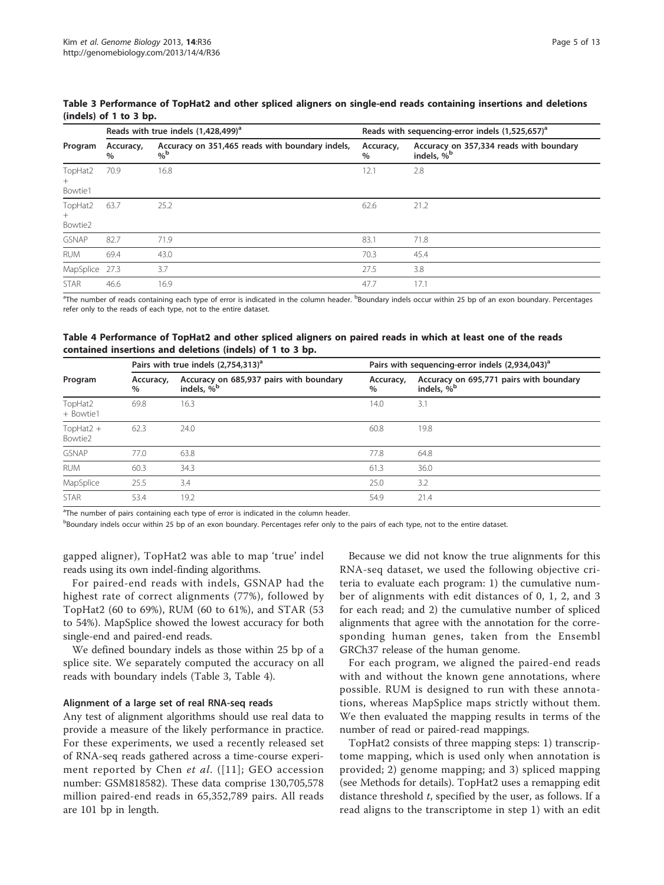**Table 3 Performance of TopHat2 and other spliced aligners on single-end reads containing insertions and deletions (indels) of 1 to 3 bp.**

| Program | Reads with true indels (1,428,499)[a] | | Reads with sequencing-error indels (1,525,657)[a] | |
|---|---|---|---|---|
| | Accuracy, % | Accuracy on 351,465 reads with boundary indels, %[b] | Accuracy, % | Accuracy on 357,334 reads with boundary indels, %[b] |
| TopHat2 + Bowtie1 | 70.9 | 16.8 | 12.1 | 2.8 |
| TopHat2 + Bowtie2 | 63.7 | 25.2 | 62.6 | 21.2 |
| GSNAP | 82.7 | 71.9 | 83.1 | 71.8 |
| RUM | 69.4 | 43.0 | 70.3 | 45.4 |
| MapSplice | 27.3 | 3.7 | 27.5 | 3.8 |
| STAR | 46.6 | 16.9 | 47.7 | 17.1 |

[a]The number of reads containing each type of error is indicated in the column header. [b]Boundary indels occur within 25 bp of an exon boundary. Percentages refer only to the reads of each type, not to the entire dataset.

**Table 4 Performance of TopHat2 and other spliced aligners on paired reads in which at least one of the reads contained insertions and deletions (indels) of 1 to 3 bp.**

| Program | Pairs with true indels (2,754,313)[a] | | Pairs with sequencing-error indels (2,934,043)[a] | |
|---|---|---|---|---|
| | Accuracy, % | Accuracy on 685,937 pairs with boundary indels, %[b] | Accuracy, % | Accuracy on 695,771 pairs with boundary indels, %[b] |
| TopHat2 + Bowtie1 | 69.8 | 16.3 | 14.0 | 3.1 |
| TopHat2 + Bowtie2 | 62.3 | 24.0 | 60.8 | 19.8 |
| GSNAP | 77.0 | 63.8 | 77.8 | 64.8 |
| RUM | 60.3 | 34.3 | 61.3 | 36.0 |
| MapSplice | 25.5 | 3.4 | 25.0 | 3.2 |
| STAR | 53.4 | 19.2 | 54.9 | 21.4 |

[a]The number of pairs containing each type of error is indicated in the column header.
[b]Boundary indels occur within 25 bp of an exon boundary. Percentages refer only to the pairs of each type, not to the entire dataset.

gapped aligner), TopHat2 was able to map 'true' indel reads using its own indel-finding algorithms.

For paired-end reads with indels, GSNAP had the highest rate of correct alignments (77%), followed by TopHat2 (60 to 69%), RUM (60 to 61%), and STAR (53 to 54%). MapSplice showed the lowest accuracy for both single-end and paired-end reads.

We defined boundary indels as those within 25 bp of a splice site. We separately computed the accuracy on all reads with boundary indels (Table 3, Table 4).

### Alignment of a large set of real RNA-seq reads

Any test of alignment algorithms should use real data to provide a measure of the likely performance in practice. For these experiments, we used a recently released set of RNA-seq reads gathered across a time-course experiment reported by Chen *et al.* ([11]; GEO accession number: GSM818582). These data comprise 130,705,578 million paired-end reads in 65,352,789 pairs. All reads are 101 bp in length.

Because we did not know the true alignments for this RNA-seq dataset, we used the following objective criteria to evaluate each program: 1) the cumulative number of alignments with edit distances of 0, 1, 2, and 3 for each read; and 2) the cumulative number of spliced alignments that agree with the annotation for the corresponding human genes, taken from the Ensembl GRCh37 release of the human genome.

For each program, we aligned the paired-end reads with and without the known gene annotations, where possible. RUM is designed to run with these annotations, whereas MapSplice maps strictly without them. We then evaluated the mapping results in terms of the number of read or paired-read mappings.

TopHat2 consists of three mapping steps: 1) transcriptome mapping, which is used only when annotation is provided; 2) genome mapping; and 3) spliced mapping (see Methods for details). TopHat2 uses a remapping edit distance threshold $t$, specified by the user, as follows. If a read aligns to the transcriptome in step 1) with an edit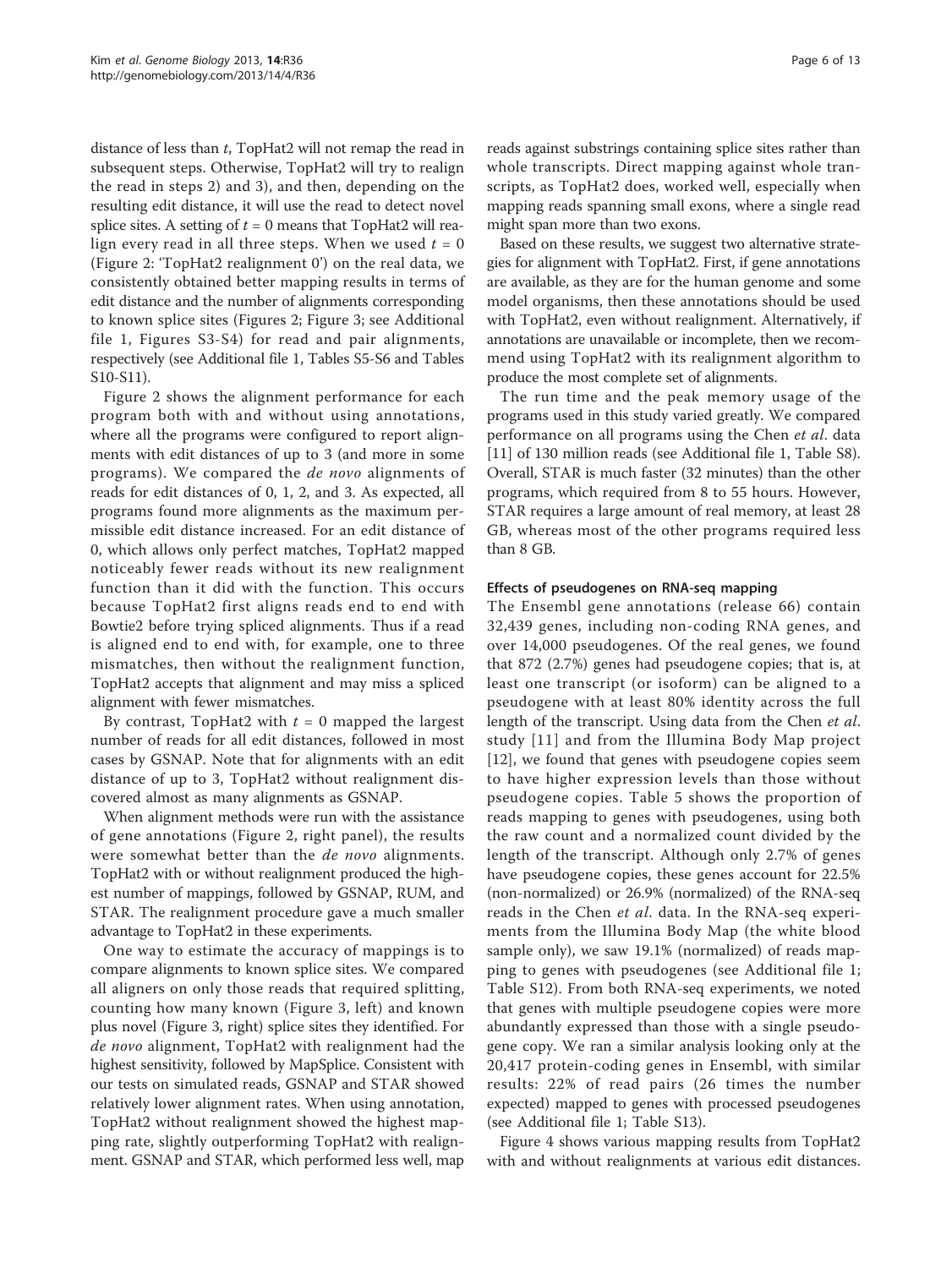distance of less than $t$, TopHat2 will not remap the read in subsequent steps. Otherwise, TopHat2 will try to realign the read in steps 2) and 3), and then, depending on the resulting edit distance, it will use the read to detect novel splice sites. A setting of $t = 0$ means that TopHat2 will realign every read in all three steps. When we used $t = 0$ (Figure 2: 'TopHat2 realignment 0') on the real data, we consistently obtained better mapping results in terms of edit distance and the number of alignments corresponding to known splice sites (Figures 2; Figure 3; see Additional file 1, Figures S3-S4) for read and pair alignments, respectively (see Additional file 1, Tables S5-S6 and Tables S10-S11).

Figure 2 shows the alignment performance for each program both with and without using annotations, where all the programs were configured to report alignments with edit distances of up to 3 (and more in some programs). We compared the *de novo* alignments of reads for edit distances of 0, 1, 2, and 3. As expected, all programs found more alignments as the maximum permissible edit distance increased. For an edit distance of 0, which allows only perfect matches, TopHat2 mapped noticeably fewer reads without its new realignment function than it did with the function. This occurs because TopHat2 first aligns reads end to end with Bowtie2 before trying spliced alignments. Thus if a read is aligned end to end with, for example, one to three mismatches, then without the realignment function, TopHat2 accepts that alignment and may miss a spliced alignment with fewer mismatches.

By contrast, TopHat2 with $t = 0$ mapped the largest number of reads for all edit distances, followed in most cases by GSNAP. Note that for alignments with an edit distance of up to 3, TopHat2 without realignment discovered almost as many alignments as GSNAP.

When alignment methods were run with the assistance of gene annotations (Figure 2, right panel), the results were somewhat better than the *de novo* alignments. TopHat2 with or without realignment produced the highest number of mappings, followed by GSNAP, RUM, and STAR. The realignment procedure gave a much smaller advantage to TopHat2 in these experiments.

One way to estimate the accuracy of mappings is to compare alignments to known splice sites. We compared all aligners on only those reads that required splitting, counting how many known (Figure 3, left) and known plus novel (Figure 3, right) splice sites they identified. For *de novo* alignment, TopHat2 with realignment had the highest sensitivity, followed by MapSplice. Consistent with our tests on simulated reads, GSNAP and STAR showed relatively lower alignment rates. When using annotation, TopHat2 without realignment showed the highest mapping rate, slightly outperforming TopHat2 with realignment. GSNAP and STAR, which performed less well, map reads against substrings containing splice sites rather than whole transcripts. Direct mapping against whole transcripts, as TopHat2 does, worked well, especially when mapping reads spanning small exons, where a single read might span more than two exons.

Based on these results, we suggest two alternative strategies for alignment with TopHat2. First, if gene annotations are available, as they are for the human genome and some model organisms, then these annotations should be used with TopHat2, even without realignment. Alternatively, if annotations are unavailable or incomplete, then we recommend using TopHat2 with its realignment algorithm to produce the most complete set of alignments.

The run time and the peak memory usage of the programs used in this study varied greatly. We compared performance on all programs using the Chen *et al*. data [11] of 130 million reads (see Additional file 1, Table S8). Overall, STAR is much faster (32 minutes) than the other programs, which required from 8 to 55 hours. However, STAR requires a large amount of real memory, at least 28 GB, whereas most of the other programs required less than 8 GB.

### Effects of pseudogenes on RNA-seq mapping

The Ensembl gene annotations (release 66) contain 32,439 genes, including non-coding RNA genes, and over 14,000 pseudogenes. Of the real genes, we found that 872 (2.7%) genes had pseudogene copies; that is, at least one transcript (or isoform) can be aligned to a pseudogene with at least 80% identity across the full length of the transcript. Using data from the Chen *et al*. study [11] and from the Illumina Body Map project [12], we found that genes with pseudogene copies seem to have higher expression levels than those without pseudogene copies. Table 5 shows the proportion of reads mapping to genes with pseudogenes, using both the raw count and a normalized count divided by the length of the transcript. Although only 2.7% of genes have pseudogene copies, these genes account for 22.5% (non-normalized) or 26.9% (normalized) of the RNA-seq reads in the Chen *et al*. data. In the RNA-seq experiments from the Illumina Body Map (the white blood sample only), we saw 19.1% (normalized) of reads mapping to genes with pseudogenes (see Additional file 1; Table S12). From both RNA-seq experiments, we noted that genes with multiple pseudogene copies were more abundantly expressed than those with a single pseudogene copy. We ran a similar analysis looking only at the 20,417 protein-coding genes in Ensembl, with similar results: 22% of read pairs (26 times the number expected) mapped to genes with processed pseudogenes (see Additional file 1; Table S13).

Figure 4 shows various mapping results from TopHat2 with and without realignments at various edit distances.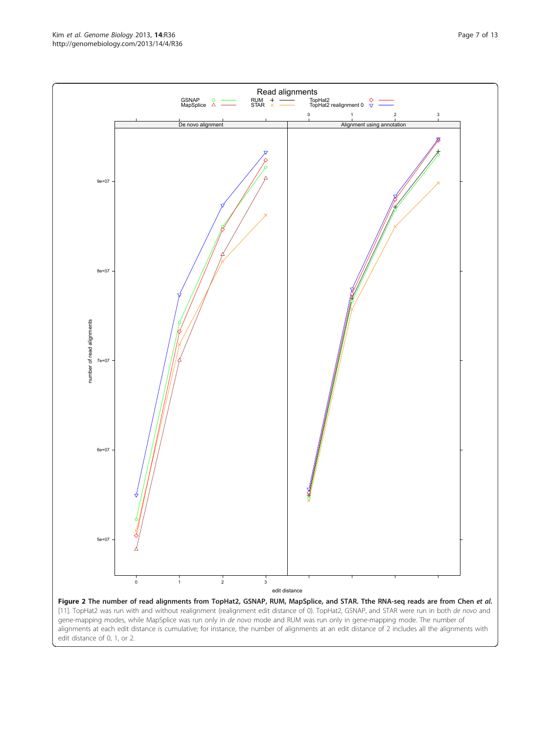**Figure 2 The number of read alignments from TopHat2, GSNAP, RUM, MapSplice, and STAR. Tthe RNA-seq reads are from Chen *et al.*** [11]. TopHat2 was run with and without realignment (realignment edit distance of 0). TopHat2, GSNAP, and STAR were run in both *de novo* and gene-mapping modes, while MapSplice was run only in *de novo* mode and RUM was run only in gene-mapping mode. The number of alignments at each edit distance is cumulative; for instance, the number of alignments at an edit distance of 2 includes all the alignments with edit distance of 0, 1, or 2.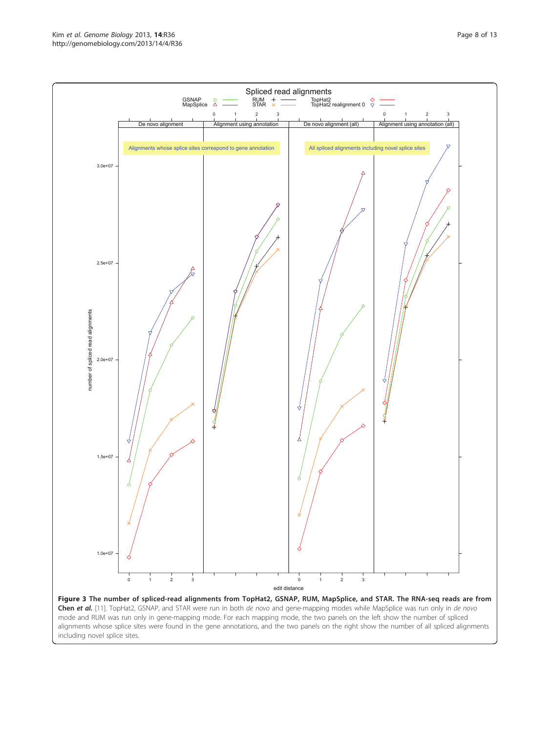**Figure 3 The number of spliced-read alignments from TopHat2, GSNAP, RUM, MapSplice, and STAR. The RNA-seq reads are from Chen *et al.*** [11]. TopHat2, GSNAP, and STAR were run in both *de novo* and gene-mapping modes while MapSplice was run only in *de novo* mode and RUM was run only in gene-mapping mode. For each mapping mode, the two panels on the left show the number of spliced alignments whose splice sites were found in the gene annotations, and the two panels on the right show the number of all spliced alignments including novel splice sites.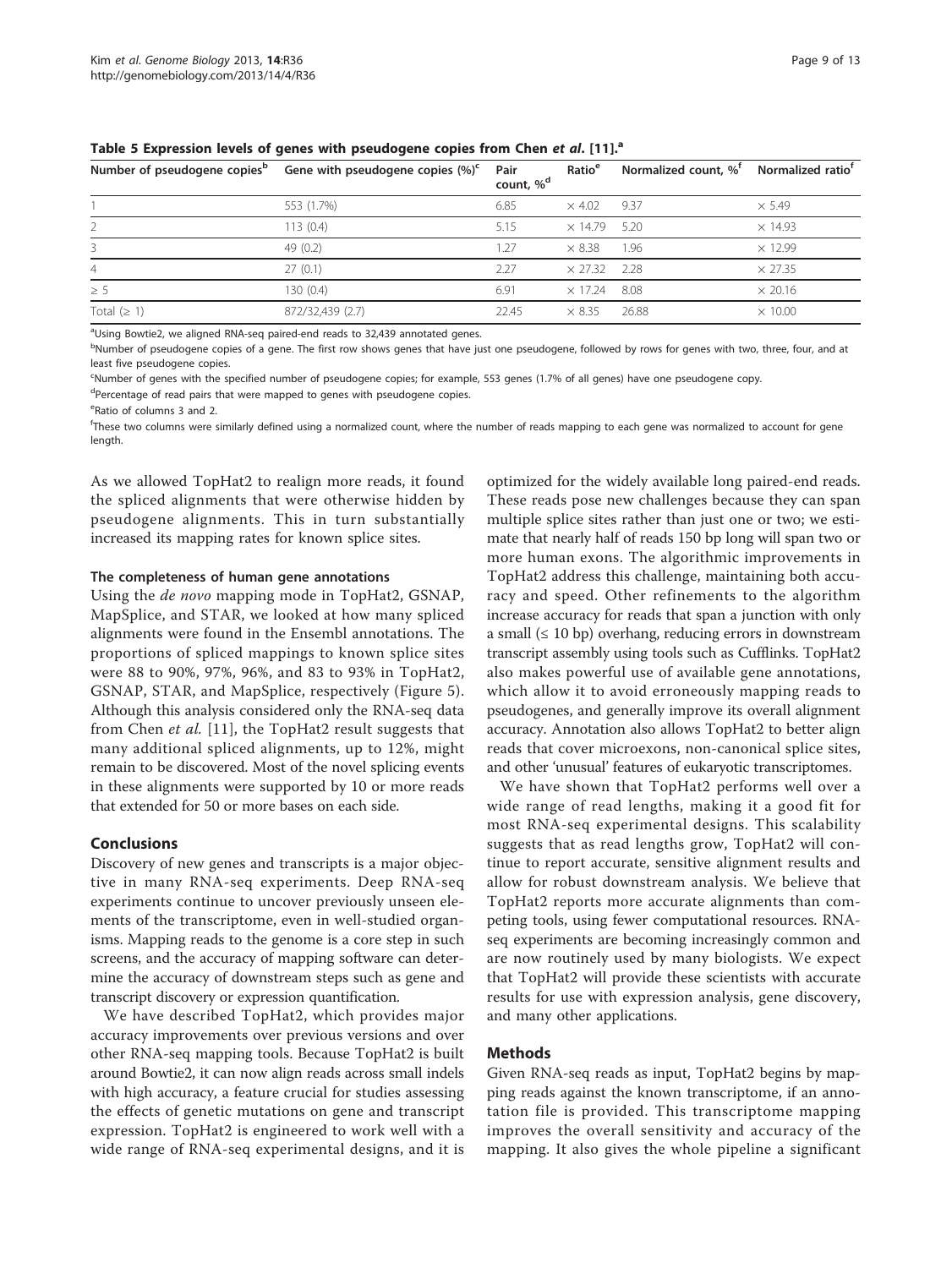**Table 5 Expression levels of genes with pseudogene copies from Chen *et al*. [11].[a]**

| Number of pseudogene copies[b] | Gene with pseudogene copies (%)[c] | Pair count, %[d] | Ratio[e] | Normalized count, %[f] | Normalized ratio[f] |
|---|---|---|---|---|---|
| 1 | 553 (1.7%) | 6.85 | × 4.02 | 9.37 | × 5.49 |
| 2 | 113 (0.4) | 5.15 | × 14.79 | 5.20 | × 14.93 |
| 3 | 49 (0.2) | 1.27 | × 8.38 | 1.96 | × 12.99 |
| 4 | 27 (0.1) | 2.27 | × 27.32 | 2.28 | × 27.35 |
| ≥ 5 | 130 (0.4) | 6.91 | × 17.24 | 8.08 | × 20.16 |
| Total (≥ 1) | 872/32,439 (2.7) | 22.45 | × 8.35 | 26.88 | × 10.00 |

[a]Using Bowtie2, we aligned RNA-seq paired-end reads to 32,439 annotated genes.

[b]Number of pseudogene copies of a gene. The first row shows genes that have just one pseudogene, followed by rows for genes with two, three, four, and at least five pseudogene copies.

[c]Number of genes with the specified number of pseudogene copies; for example, 553 genes (1.7% of all genes) have one pseudogene copy.

[d]Percentage of read pairs that were mapped to genes with pseudogene copies.

[e]Ratio of columns 3 and 2.

[f]These two columns were similarly defined using a normalized count, where the number of reads mapping to each gene was normalized to account for gene length.

As we allowed TopHat2 to realign more reads, it found the spliced alignments that were otherwise hidden by pseudogene alignments. This in turn substantially increased its mapping rates for known splice sites.

### The completeness of human gene annotations

Using the *de novo* mapping mode in TopHat2, GSNAP, MapSplice, and STAR, we looked at how many spliced alignments were found in the Ensembl annotations. The proportions of spliced mappings to known splice sites were 88 to 90%, 97%, 96%, and 83 to 93% in TopHat2, GSNAP, STAR, and MapSplice, respectively (Figure 5). Although this analysis considered only the RNA-seq data from Chen *et al*. [11], the TopHat2 result suggests that many additional spliced alignments, up to 12%, might remain to be discovered. Most of the novel splicing events in these alignments were supported by 10 or more reads that extended for 50 or more bases on each side.

## Conclusions

Discovery of new genes and transcripts is a major objective in many RNA-seq experiments. Deep RNA-seq experiments continue to uncover previously unseen elements of the transcriptome, even in well-studied organisms. Mapping reads to the genome is a core step in such screens, and the accuracy of mapping software can determine the accuracy of downstream steps such as gene and transcript discovery or expression quantification.

We have described TopHat2, which provides major accuracy improvements over previous versions and over other RNA-seq mapping tools. Because TopHat2 is built around Bowtie2, it can now align reads across small indels with high accuracy, a feature crucial for studies assessing the effects of genetic mutations on gene and transcript expression. TopHat2 is engineered to work well with a wide range of RNA-seq experimental designs, and it is optimized for the widely available long paired-end reads. These reads pose new challenges because they can span multiple splice sites rather than just one or two; we estimate that nearly half of reads 150 bp long will span two or more human exons. The algorithmic improvements in TopHat2 address this challenge, maintaining both accuracy and speed. Other refinements to the algorithm increase accuracy for reads that span a junction with only a small (≤ 10 bp) overhang, reducing errors in downstream transcript assembly using tools such as Cufflinks. TopHat2 also makes powerful use of available gene annotations, which allow it to avoid erroneously mapping reads to pseudogenes, and generally improve its overall alignment accuracy. Annotation also allows TopHat2 to better align reads that cover microexons, non-canonical splice sites, and other 'unusual' features of eukaryotic transcriptomes.

We have shown that TopHat2 performs well over a wide range of read lengths, making it a good fit for most RNA-seq experimental designs. This scalability suggests that as read lengths grow, TopHat2 will continue to report accurate, sensitive alignment results and allow for robust downstream analysis. We believe that TopHat2 reports more accurate alignments than competing tools, using fewer computational resources. RNA-seq experiments are becoming increasingly common and are now routinely used by many biologists. We expect that TopHat2 will provide these scientists with accurate results for use with expression analysis, gene discovery, and many other applications.

## Methods

Given RNA-seq reads as input, TopHat2 begins by mapping reads against the known transcriptome, if an annotation file is provided. This transcriptome mapping improves the overall sensitivity and accuracy of the mapping. It also gives the whole pipeline a significant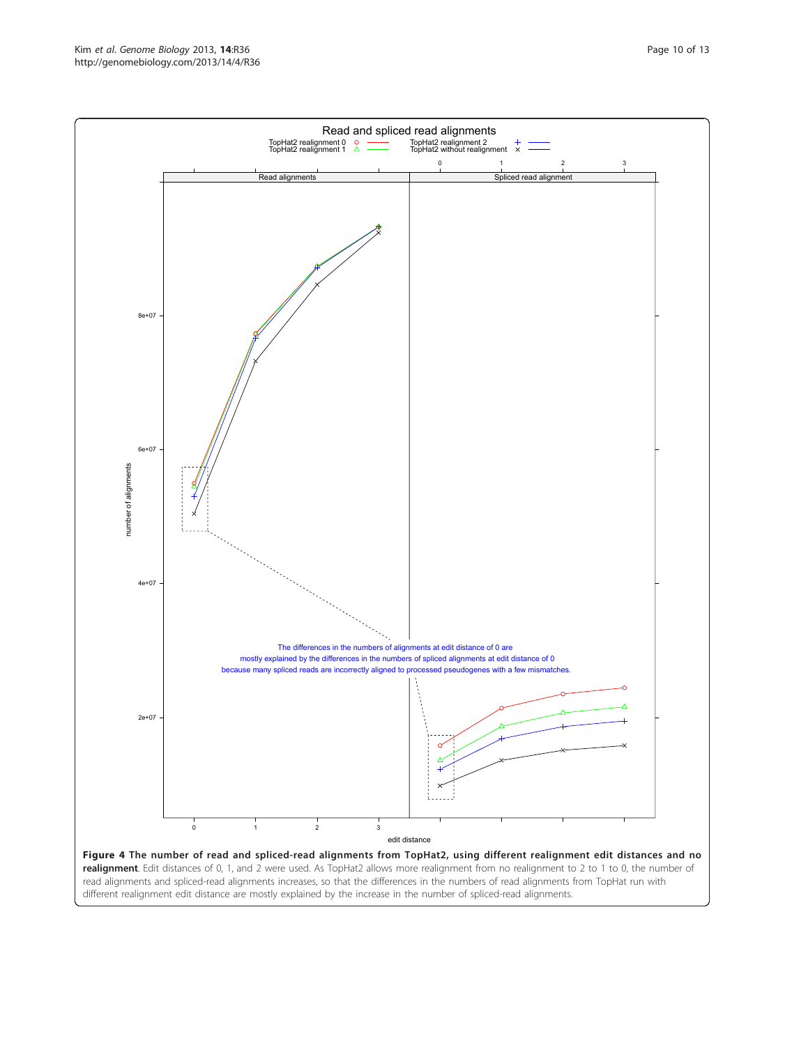**Figure 4 The number of read and spliced-read alignments from TopHat2, using different realignment edit distances and no realignment**. Edit distances of 0, 1, and 2 were used. As TopHat2 allows more realignment from no realignment to 2 to 1 to 0, the number of read alignments and spliced-read alignments increases, so that the differences in the numbers of read alignments from TopHat run with different realignment edit distance are mostly explained by the increase in the number of spliced-read alignments.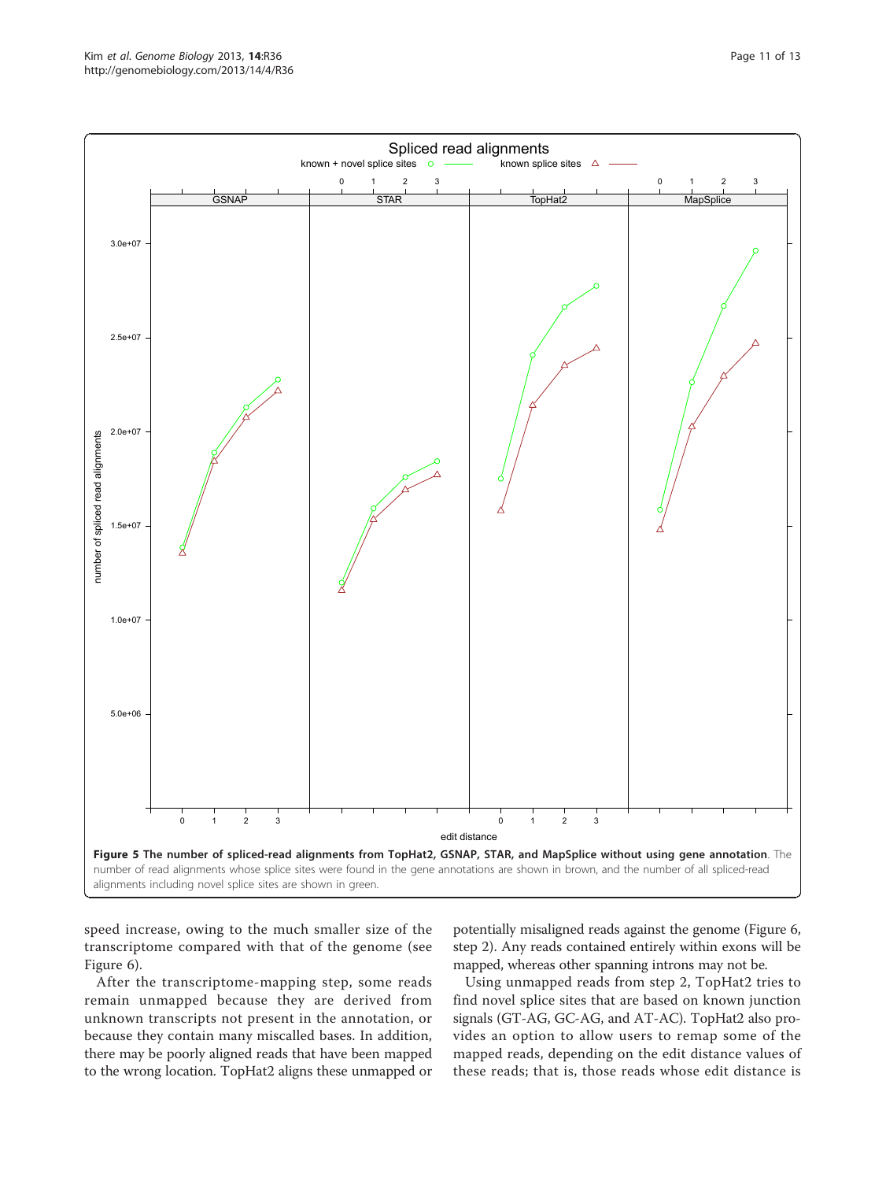**Figure 5 The number of spliced-read alignments from TopHat2, GSNAP, STAR, and MapSplice without using gene annotation**. The number of read alignments whose splice sites were found in the gene annotations are shown in brown, and the number of all spliced-read alignments including novel splice sites are shown in green.

speed increase, owing to the much smaller size of the transcriptome compared with that of the genome (see Figure 6).

After the transcriptome-mapping step, some reads remain unmapped because they are derived from unknown transcripts not present in the annotation, or because they contain many miscalled bases. In addition, there may be poorly aligned reads that have been mapped to the wrong location. TopHat2 aligns these unmapped or potentially misaligned reads against the genome (Figure 6, step 2). Any reads contained entirely within exons will be mapped, whereas other spanning introns may not be.

Using unmapped reads from step 2, TopHat2 tries to find novel splice sites that are based on known junction signals (GT-AG, GC-AG, and AT-AC). TopHat2 also provides an option to allow users to remap some of the mapped reads, depending on the edit distance values of these reads; that is, those reads whose edit distance is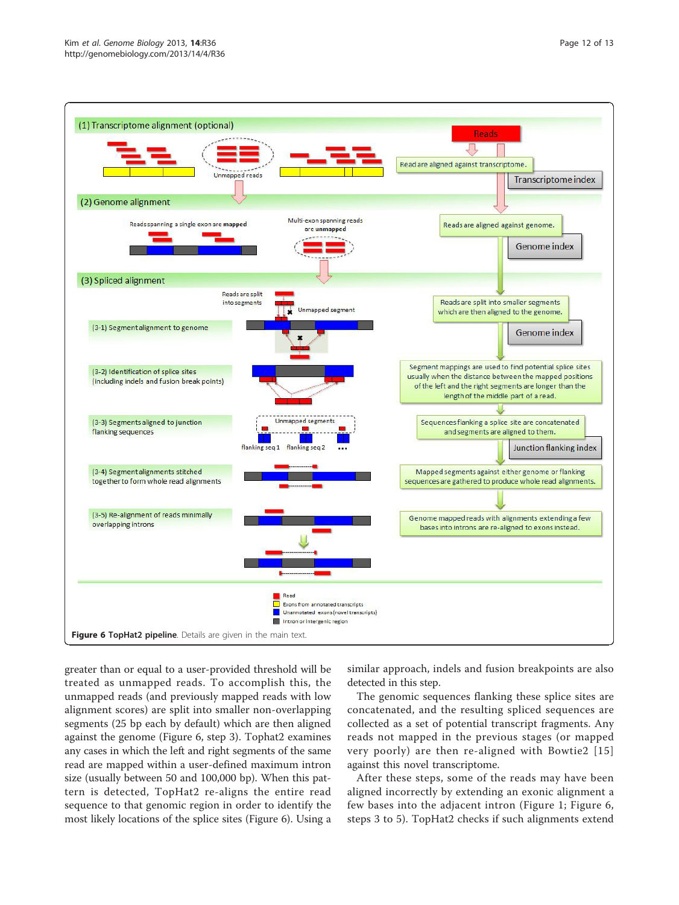**Figure 6 TopHat2 pipeline.** Details are given in the main text.

greater than or equal to a user-provided threshold will be treated as unmapped reads. To accomplish this, the unmapped reads (and previously mapped reads with low alignment scores) are split into smaller non-overlapping segments (25 bp each by default) which are then aligned against the genome (Figure 6, step 3). Tophat2 examines any cases in which the left and right segments of the same read are mapped within a user-defined maximum intron size (usually between 50 and 100,000 bp). When this pattern is detected, TopHat2 re-aligns the entire read sequence to that genomic region in order to identify the most likely locations of the splice sites (Figure 6). Using a similar approach, indels and fusion breakpoints are also detected in this step.

The genomic sequences flanking these splice sites are concatenated, and the resulting spliced sequences are collected as a set of potential transcript fragments. Any reads not mapped in the previous stages (or mapped very poorly) are then re-aligned with Bowtie2 [15] against this novel transcriptome.

After these steps, some of the reads may have been aligned incorrectly by extending an exonic alignment a few bases into the adjacent intron (Figure 1; Figure 6, steps 3 to 5). TopHat2 checks if such alignments extend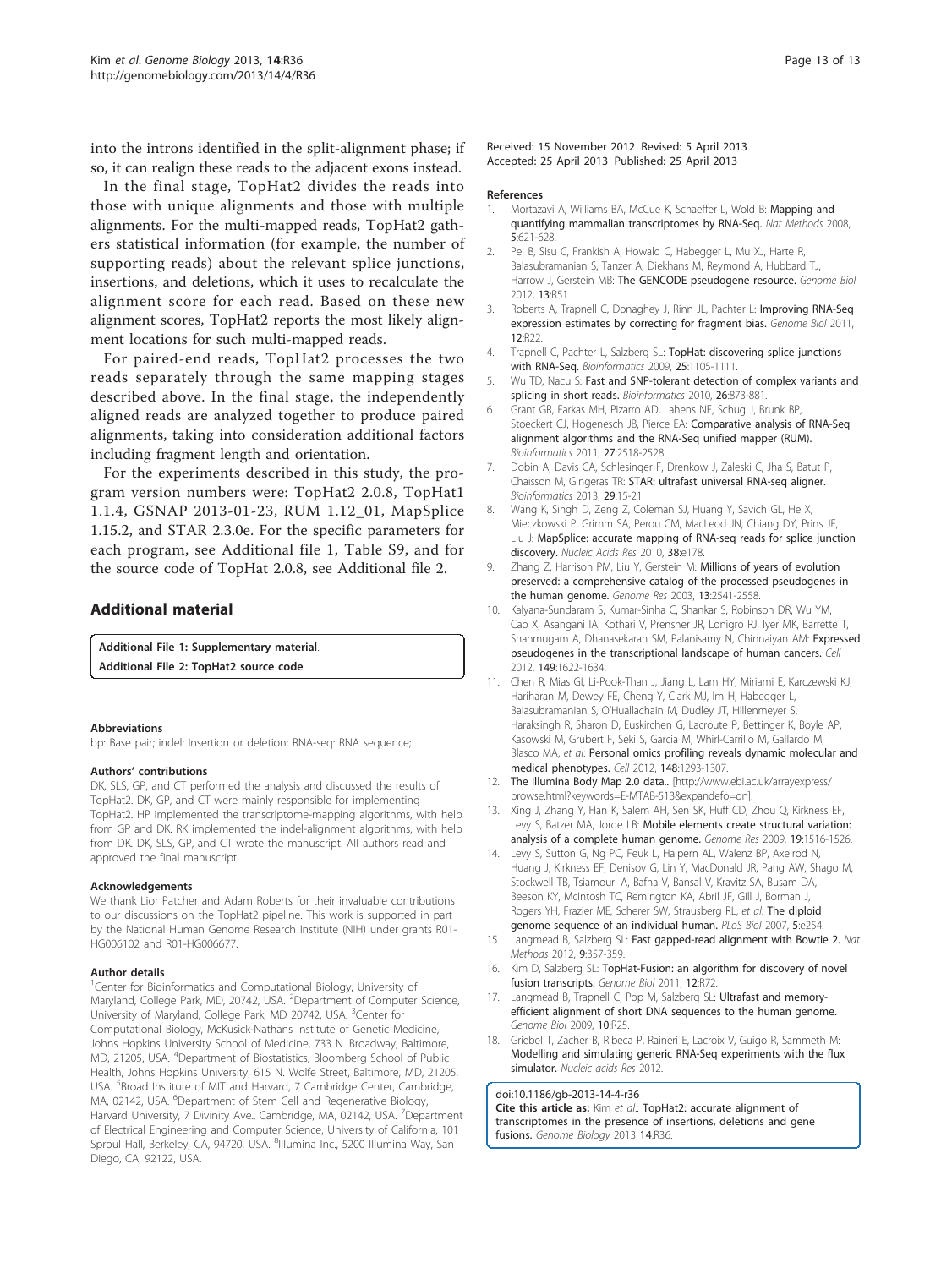into the introns identified in the split-alignment phase; if so, it can realign these reads to the adjacent exons instead.

In the final stage, TopHat2 divides the reads into those with unique alignments and those with multiple alignments. For the multi-mapped reads, TopHat2 gathers statistical information (for example, the number of supporting reads) about the relevant splice junctions, insertions, and deletions, which it uses to recalculate the alignment score for each read. Based on these new alignment scores, TopHat2 reports the most likely alignment locations for such multi-mapped reads.

For paired-end reads, TopHat2 processes the two reads separately through the same mapping stages described above. In the final stage, the independently aligned reads are analyzed together to produce paired alignments, taking into consideration additional factors including fragment length and orientation.

For the experiments described in this study, the program version numbers were: TopHat2 2.0.8, TopHat1 1.1.4, GSNAP 2013-01-23, RUM 1.12_01, MapSplice 1.15.2, and STAR 2.3.0e. For the specific parameters for each program, see Additional file 1, Table S9, and for the source code of TopHat 2.0.8, see Additional file 2.

## Additional material

**Additional File 1: Supplementary material**.
**Additional File 2: TopHat2 source code**.

#### Abbreviations

bp: Base pair; indel: Insertion or deletion; RNA-seq: RNA sequence;

#### Authors' contributions

DK, SLS, GP, and CT performed the analysis and discussed the results of TopHat2. DK, GP, and CT were mainly responsible for implementing TopHat2. HP implemented the transcriptome-mapping algorithms, with help from GP and DK. RK implemented the indel-alignment algorithms, with help from DK. DK, SLS, GP, and CT wrote the manuscript. All authors read and approved the final manuscript.

#### Acknowledgements

We thank Lior Patcher and Adam Roberts for their invaluable contributions to our discussions on the TopHat2 pipeline. This work is supported in part by the National Human Genome Research Institute (NIH) under grants R01-HG006102 and R01-HG006677.

#### Author details

[1]Center for Bioinformatics and Computational Biology, University of Maryland, College Park, MD, 20742, USA. [2]Department of Computer Science, University of Maryland, College Park, MD 20742, USA. [3]Center for Computational Biology, McKusick-Nathans Institute of Genetic Medicine, Johns Hopkins University School of Medicine, 733 N. Broadway, Baltimore, MD, 21205, USA. [4]Department of Biostatistics, Bloomberg School of Public Health, Johns Hopkins University, 615 N. Wolfe Street, Baltimore, MD, 21205, USA. [5]Broad Institute of MIT and Harvard, 7 Cambridge Center, Cambridge, MA, 02142, USA. [6]Department of Stem Cell and Regenerative Biology, Harvard University, 7 Divinity Ave., Cambridge, MA, 02142, USA. [7]Department of Electrical Engineering and Computer Science, University of California, 101 Sproul Hall, Berkeley, CA, 94720, USA. [8]Illumina Inc., 5200 Illumina Way, San Diego, CA, 92122, USA.

Received: 15 November 2012 Revised: 5 April 2013
Accepted: 25 April 2013 Published: 25 April 2013

#### References

1. Mortazavi A, Williams BA, McCue K, Schaeffer L, Wold B: **Mapping and quantifying mammalian transcriptomes by RNA-Seq.** *Nat Methods* 2008, **5**:621-628.
2. Pei B, Sisu C, Frankish A, Howald C, Habegger L, Mu XJ, Harte R, Balasubramanian S, Tanzer A, Diekhans M, Reymond A, Hubbard TJ, Harrow J, Gerstein MB: **The GENCODE pseudogene resource.** *Genome Biol* 2012, **13**:R51.
3. Roberts A, Trapnell C, Donaghey J, Rinn JL, Pachter L: **Improving RNA-Seq expression estimates by correcting for fragment bias.** *Genome Biol* 2011, **12**:R22.
4. Trapnell C, Pachter L, Salzberg SL: **TopHat: discovering splice junctions with RNA-Seq.** *Bioinformatics* 2009, **25**:1105-1111.
5. Wu TD, Nacu S: **Fast and SNP-tolerant detection of complex variants and splicing in short reads.** *Bioinformatics* 2010, **26**:873-881.
6. Grant GR, Farkas MH, Pizarro AD, Lahens NF, Schug J, Brunk BP, Stoeckert CJ, Hogenesch JB, Pierce EA: **Comparative analysis of RNA-Seq alignment algorithms and the RNA-Seq unified mapper (RUM).** *Bioinformatics* 2011, **27**:2518-2528.
7. Dobin A, Davis CA, Schlesinger F, Drenkow J, Zaleski C, Jha S, Batut P, Chaisson M, Gingeras TR: **STAR: ultrafast universal RNA-seq aligner.** *Bioinformatics* 2013, **29**:15-21.
8. Wang K, Singh D, Zeng Z, Coleman SJ, Huang Y, Savich GL, He X, Mieczkowski P, Grimm SA, Perou CM, MacLeod JN, Chiang DY, Prins JF, Liu J: **MapSplice: accurate mapping of RNA-seq reads for splice junction discovery.** *Nucleic Acids Res* 2010, **38**:e178.
9. Zhang Z, Harrison PM, Liu Y, Gerstein M: **Millions of years of evolution preserved: a comprehensive catalog of the processed pseudogenes in the human genome.** *Genome Res* 2003, **13**:2541-2558.
10. Kalyana-Sundaram S, Kumar-Sinha C, Shankar S, Robinson DR, Wu YM, Cao X, Asangani IA, Kothari V, Prensner JR, Lonigro RJ, Iyer MK, Barrette T, Shanmugam A, Dhanasekaran SM, Palanisamy N, Chinnaiyan AM: **Expressed pseudogenes in the transcriptional landscape of human cancers.** *Cell* 2012, **149**:1622-1634.
11. Chen R, Mias GI, Li-Pook-Than J, Jiang L, Lam HY, Miriami E, Karczewski KJ, Hariharan M, Dewey FE, Cheng Y, Clark MJ, Im H, Habegger L, Balasubramanian S, O'Huallachain M, Dudley JT, Hillenmeyer S, Haraksingh R, Sharon D, Euskirchen G, Lacroute P, Bettinger K, Boyle AP, Kasowski M, Grubert F, Seki S, Garcia M, Whirl-Carrillo M, Gallardo M, Blasco MA, *et al*: **Personal omics profiling reveals dynamic molecular and medical phenotypes.** *Cell* 2012, **148**:1293-1307.
12. **The Illumina Body Map 2.0 data..** [http://www.ebi.ac.uk/arrayexpress/browse.html?keywords=E-MTAB-513&expandefo=on].
13. Xing J, Zhang Y, Han K, Salem AH, Sen SK, Huff CD, Zhou Q, Kirkness EF, Levy S, Batzer MA, Jorde LB: **Mobile elements create structural variation: analysis of a complete human genome.** *Genome Res* 2009, **19**:1516-1526.
14. Levy S, Sutton G, Ng PC, Feuk L, Halpern AL, Walenz BP, Axelrod N, Huang J, Kirkness EF, Denisov G, Lin Y, MacDonald JR, Pang AW, Shago M, Stockwell TB, Tsiamouri A, Bafna V, Bansal V, Kravitz SA, Busam DA, Beeson KY, McIntosh TC, Remington KA, Abril JF, Gill J, Borman J, Rogers YH, Frazier ME, Scherer SW, Strausberg RL, *et al*: **The diploid genome sequence of an individual human.** *PLoS Biol* 2007, **5**:e254.
15. Langmead B, Salzberg SL: **Fast gapped-read alignment with Bowtie 2.** *Nat Methods* 2012, **9**:357-359.
16. Kim D, Salzberg SL: **TopHat-Fusion: an algorithm for discovery of novel fusion transcripts.** *Genome Biol* 2011, **12**:R72.
17. Langmead B, Trapnell C, Pop M, Salzberg SL: **Ultrafast and memory-efficient alignment of short DNA sequences to the human genome.** *Genome Biol* 2009, **10**:R25.
18. Griebel T, Zacher B, Ribeca P, Raineri E, Lacroix V, Guigo R, Sammeth M: **Modelling and simulating generic RNA-Seq experiments with the flux simulator.** *Nucleic acids Res* 2012.

doi:10.1186/gb-2013-14-4-r36
**Cite this article as:** Kim *et al.*: TopHat2: accurate alignment of transcriptomes in the presence of insertions, deletions and gene fusions. *Genome Biology* 2013 **14**:R36.